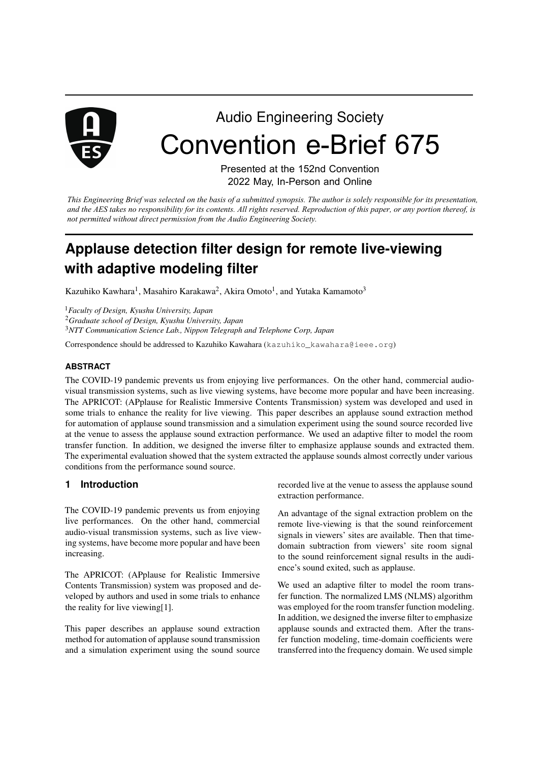Audio Engineering Society

# Convention e-Brief 675

Presented at the 152nd Convention
2022 May, In-Person and Online

*This Engineering Brief was selected on the basis of a submitted synopsis. The author is solely responsible for its presentation, and the AES takes no responsibility for its contents. All rights reserved. Reproduction of this paper, or any portion thereof, is not permitted without direct permission from the Audio Engineering Society.*

# Applause detection filter design for remote live-viewing with adaptive modeling filter

Kazuhiko Kawhara[1], Masahiro Karakawa[2], Akira Omoto[1], and Yutaka Kamamoto[3]

[1]*Faculty of Design, Kyushu University, Japan*
[2]*Graduate school of Design, Kyushu University, Japan*
[3]*NTT Communication Science Lab., Nippon Telegraph and Telephone Corp, Japan*

Correspondence should be addressed to Kazuhiko Kawahara (kazuhiko_kawahara@ieee.org)

### ABSTRACT

The COVID-19 pandemic prevents us from enjoying live performances. On the other hand, commercial audio-visual transmission systems, such as live viewing systems, have become more popular and have been increasing. The APRICOT: (APplause for Realistic Immersive Contents Transmission) system was developed and used in some trials to enhance the reality for live viewing. This paper describes an applause sound extraction method for automation of applause sound transmission and a simulation experiment using the sound source recorded live at the venue to assess the applause sound extraction performance. We used an adaptive filter to model the room transfer function. In addition, we designed the inverse filter to emphasize applause sounds and extracted them. The experimental evaluation showed that the system extracted the applause sounds almost correctly under various conditions from the performance sound source.

## 1 Introduction

The COVID-19 pandemic prevents us from enjoying live performances. On the other hand, commercial audio-visual transmission systems, such as live viewing systems, have become more popular and have been increasing.

The APRICOT: (APplause for Realistic Immersive Contents Transmission) system was proposed and developed by authors and used in some trials to enhance the reality for live viewing[1].

This paper describes an applause sound extraction method for automation of applause sound transmission and a simulation experiment using the sound source recorded live at the venue to assess the applause sound extraction performance.

An advantage of the signal extraction problem on the remote live-viewing is that the sound reinforcement signals in viewers' sites are available. Then that time-domain subtraction from viewers' site room signal to the sound reinforcement signal results in the audience's sound exited, such as applause.

We used an adaptive filter to model the room transfer function. The normalized LMS (NLMS) algorithm was employed for the room transfer function modeling. In addition, we designed the inverse filter to emphasize applause sounds and extracted them. After the transfer function modeling, time-domain coefficients were transferred into the frequency domain. We used simple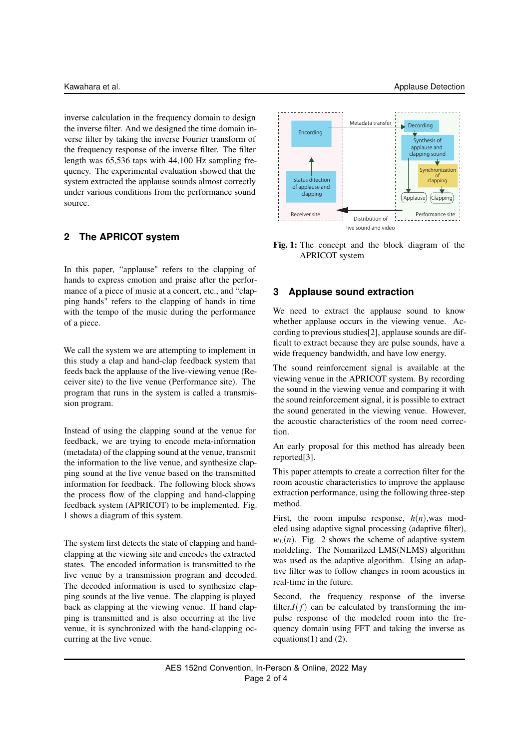inverse calculation in the frequency domain to design the inverse filter. And we designed the time domain inverse filter by taking the inverse Fourier transform of the frequency response of the inverse filter. The filter length was 65,536 taps with 44,100 Hz sampling frequency. The experimental evaluation showed that the system extracted the applause sounds almost correctly under various conditions from the performance sound source.

## 2 The APRICOT system

In this paper, "applause" refers to the clapping of hands to express emotion and praise after the performance of a piece of music at a concert, etc., and "clapping hands" refers to the clapping of hands in time with the tempo of the music during the performance of a piece.

We call the system we are attempting to implement in this study a clap and hand-clap feedback system that feeds back the applause of the live-viewing venue (Receiver site) to the live venue (Performance site). The program that runs in the system is called a transmission program.

Instead of using the clapping sound at the venue for feedback, we are trying to encode meta-information (metadata) of the clapping sound at the venue, transmit the information to the live venue, and synthesize clapping sound at the live venue based on the transmitted information for feedback. The following block shows the process flow of the clapping and hand-clapping feedback system (APRICOT) to be implemented. Fig. 1 shows a diagram of this system.

The system first detects the state of clapping and hand-clapping at the viewing site and encodes the extracted states. The encoded information is transmitted to the live venue by a transmission program and decoded. The decoded information is used to synthesize clapping sounds at the live venue. The clapping is played back as clapping at the viewing venue. If hand clapping is transmitted and is also occurring at the live venue, it is synchronized with the hand-clapping occurring at the live venue.

Encording | Metadata transfer | Decording | Synthesis of applause and clapping sound | Synchronization of clapping | Applause | Clapping | Status dtection of applause and clapping | Receiver site | Distribution of live sound and video | Performance site

**Fig. 1:** The concept and the block diagram of the APRICOT system

## 3 Applause sound extraction

We need to extract the applause sound to know whether applause occurs in the viewing venue. According to previous studies[2], applause sounds are difficult to extract because they are pulse sounds, have a wide frequency bandwidth, and have low energy.

The sound reinforcement signal is available at the viewing venue in the APRICOT system. By recording the sound in the viewing venue and comparing it with the sound reinforcement signal, it is possible to extract the sound generated in the viewing venue. However, the acoustic characteristics of the room need correction.

An early proposal for this method has already been reported[3].

This paper attempts to create a correction filter for the room acoustic characteristics to improve the applause extraction performance, using the following three-step method.

First, the room impulse response, $h(n)$,was modeled using adaptive signal processing (adaptive filter), $w_L(n)$. Fig. 2 shows the scheme of adaptive system moldeling. The Nomarilzed LMS(NLMS) algorithm was used as the adaptive algorithm. Using an adaptive filter was to follow changes in room acoustics in real-time in the future.

Second, the frequency response of the inverse filter,$I(f)$ can be calculated by transforming the impulse response of the modeled room into the frequency domain using FFT and taking the inverse as equations(1) and (2).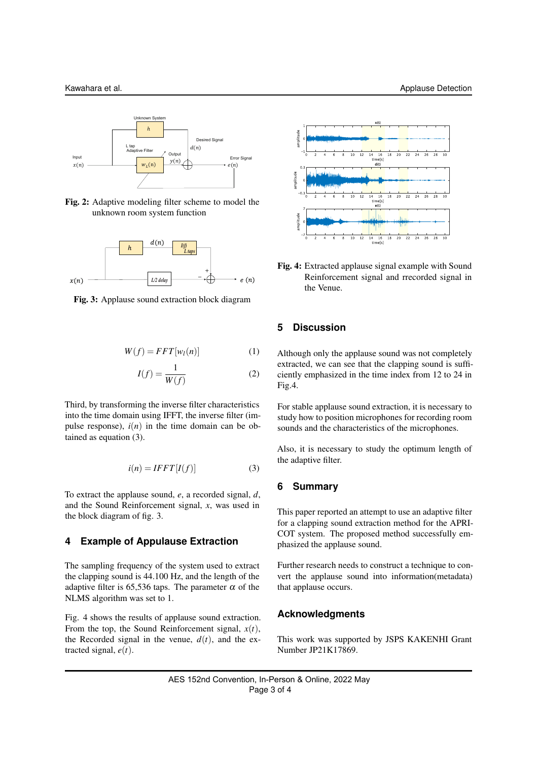Fig. 2: Adaptive modeling filter scheme to model the unknown room system function

Fig. 3: Applause sound extraction block diagram

$$W(f) = FFT[w_l(n)] \tag{1}$$

$$I(f) = \frac{1}{W(f)} \tag{2}$$

Third, by transforming the inverse filter characteristics into the time domain using IFFT, the inverse filter (impulse response), $i(n)$ in the time domain can be obtained as equation (3).

$$i(n) = IFFT[I(f)] \tag{3}$$

To extract the applause sound, $e$, a recorded signal, $d$, and the Sound Reinforcement signal, $x$, was used in the block diagram of fig. 3.

## 4 Example of Appulause Extraction

The sampling frequency of the system used to extract the clapping sound is 44.100 Hz, and the length of the adaptive filter is 65,536 taps. The parameter $\alpha$ of the NLMS algorithm was set to 1.

Fig. 4 shows the results of applause sound extraction. From the top, the Sound Reinforcement signal, $x(t)$, the Recorded signal in the venue, $d(t)$, and the extracted signal, $e(t)$.

Fig. 4: Extracted applause signal example with Sound Reinforcement signal and rrecorded signal in the Venue.

## 5 Discussion

Although only the applause sound was not completely extracted, we can see that the clapping sound is sufficiently emphasized in the time index from 12 to 24 in Fig.4.

For stable applause sound extraction, it is necessary to study how to position microphones for recording room sounds and the characteristics of the microphones.

Also, it is necessary to study the optimum length of the adaptive filter.

## 6 Summary

This paper reported an attempt to use an adaptive filter for a clapping sound extraction method for the APRICOT system. The proposed method successfully emphasized the applause sound.

Further research needs to construct a technique to convert the applause sound into information(metadata) that applause occurs.

## Acknowledgments

This work was supported by JSPS KAKENHI Grant Number JP21K17869.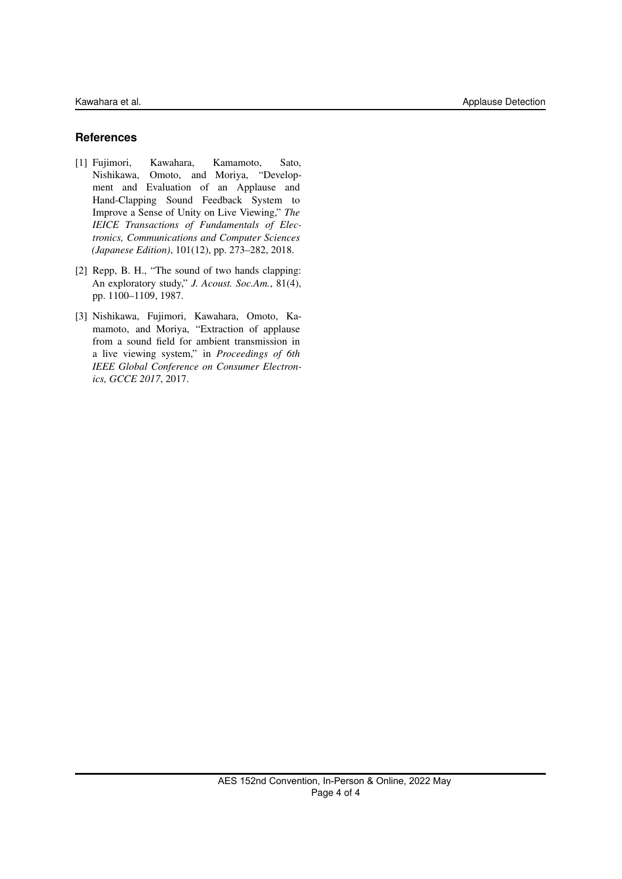## References

[1] Fujimori, Kawahara, Kamamoto, Sato, Nishikawa, Omoto, and Moriya, "Development and Evaluation of an Applause and Hand-Clapping Sound Feedback System to Improve a Sense of Unity on Live Viewing," *The IEICE Transactions of Fundamentals of Electronics, Communications and Computer Sciences (Japanese Edition)*, 101(12), pp. 273–282, 2018.

[2] Repp, B. H., "The sound of two hands clapping: An exploratory study," *J. Acoust. Soc.Am.*, 81(4), pp. 1100–1109, 1987.

[3] Nishikawa, Fujimori, Kawahara, Omoto, Kamamoto, and Moriya, "Extraction of applause from a sound field for ambient transmission in a live viewing system," in *Proceedings of 6th IEEE Global Conference on Consumer Electronics, GCCE 2017*, 2017.